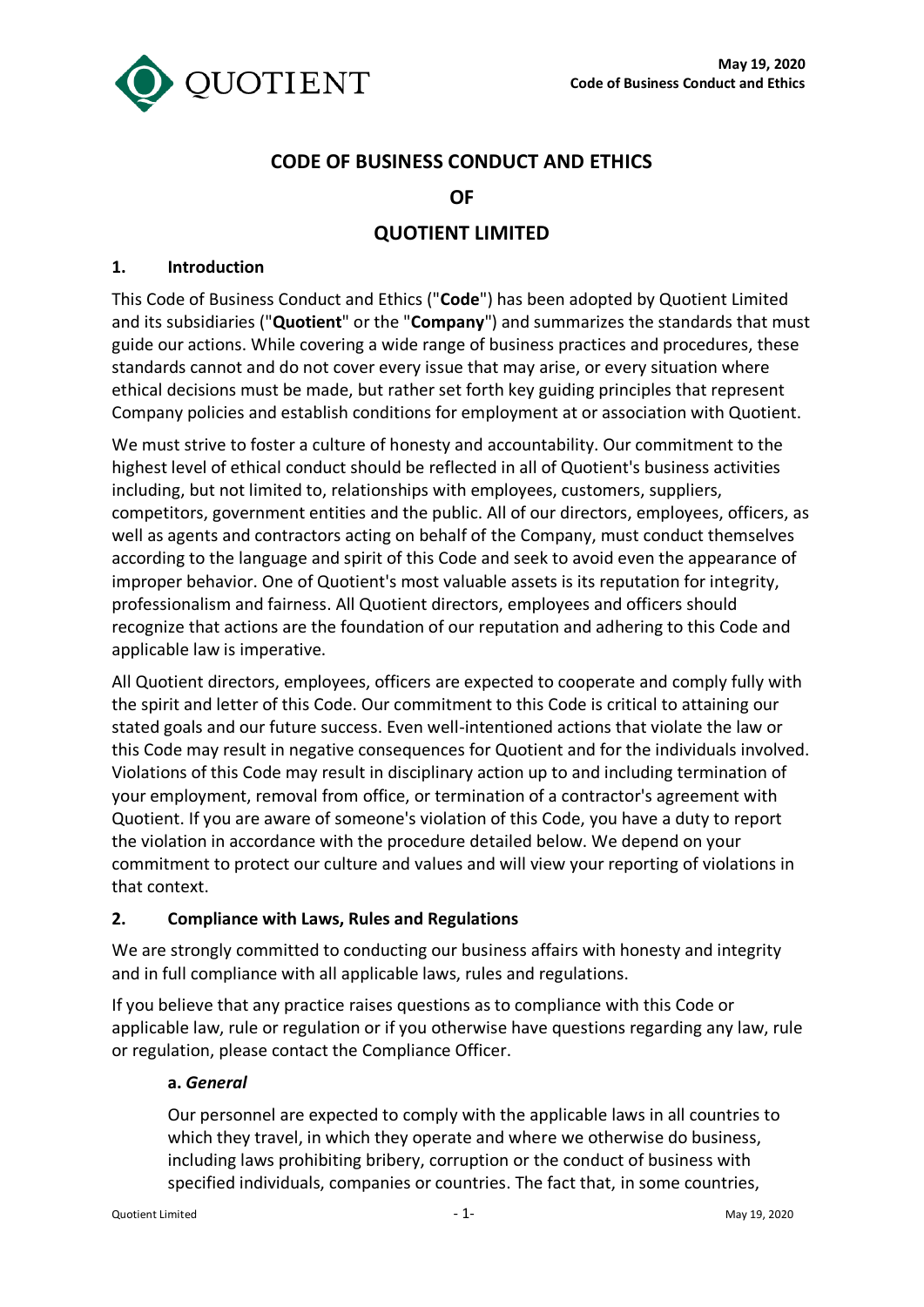# CODE OF BUSINESS CONDUCT AND ETHICS

# OF

# QUOTIENT LIMITED

## 1. Introduction

This Code of Business Conduct and Ethics ("**Code**") has been adopted by Quotient Limited and its subsidiaries ("**Quotient**" or the "**Company**") and summarizes the standards that must guide our actions. While covering a wide range of business practices and procedures, these standards cannot and do not cover every issue that may arise, or every situation where ethical decisions must be made, but rather set forth key guiding principles that represent Company policies and establish conditions for employment at or association with Quotient.

We must strive to foster a culture of honesty and accountability. Our commitment to the highest level of ethical conduct should be reflected in all of Quotient's business activities including, but not limited to, relationships with employees, customers, suppliers, competitors, government entities and the public. All of our directors, employees, officers, as well as agents and contractors acting on behalf of the Company, must conduct themselves according to the language and spirit of this Code and seek to avoid even the appearance of improper behavior. One of Quotient's most valuable assets is its reputation for integrity, professionalism and fairness. All Quotient directors, employees and officers should recognize that actions are the foundation of our reputation and adhering to this Code and applicable law is imperative.

All Quotient directors, employees, officers are expected to cooperate and comply fully with the spirit and letter of this Code. Our commitment to this Code is critical to attaining our stated goals and our future success. Even well-intentioned actions that violate the law or this Code may result in negative consequences for Quotient and for the individuals involved. Violations of this Code may result in disciplinary action up to and including termination of your employment, removal from office, or termination of a contractor's agreement with Quotient. If you are aware of someone's violation of this Code, you have a duty to report the violation in accordance with the procedure detailed below. We depend on your commitment to protect our culture and values and will view your reporting of violations in that context.

## 2. Compliance with Laws, Rules and Regulations

We are strongly committed to conducting our business affairs with honesty and integrity and in full compliance with all applicable laws, rules and regulations.

If you believe that any practice raises questions as to compliance with this Code or applicable law, rule or regulation or if you otherwise have questions regarding any law, rule or regulation, please contact the Compliance Officer.

### a. *General*

Our personnel are expected to comply with the applicable laws in all countries to which they travel, in which they operate and where we otherwise do business, including laws prohibiting bribery, corruption or the conduct of business with specified individuals, companies or countries. The fact that, in some countries,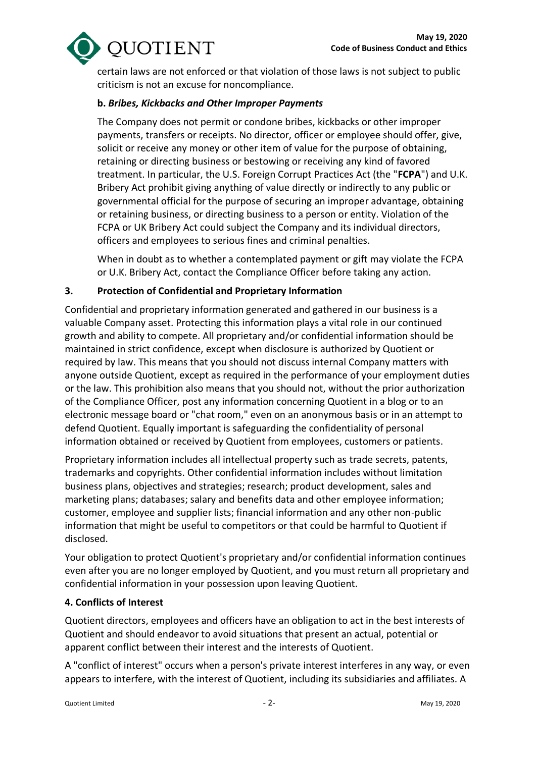certain laws are not enforced or that violation of those laws is not subject to public criticism is not an excuse for noncompliance.

**b.** ***Bribes, Kickbacks and Other Improper Payments***

The Company does not permit or condone bribes, kickbacks or other improper payments, transfers or receipts. No director, officer or employee should offer, give, solicit or receive any money or other item of value for the purpose of obtaining, retaining or directing business or bestowing or receiving any kind of favored treatment. In particular, the U.S. Foreign Corrupt Practices Act (the "**FCPA**") and U.K. Bribery Act prohibit giving anything of value directly or indirectly to any public or governmental official for the purpose of securing an improper advantage, obtaining or retaining business, or directing business to a person or entity. Violation of the FCPA or UK Bribery Act could subject the Company and its individual directors, officers and employees to serious fines and criminal penalties.

When in doubt as to whether a contemplated payment or gift may violate the FCPA or U.K. Bribery Act, contact the Compliance Officer before taking any action.

## 3. Protection of Confidential and Proprietary Information

Confidential and proprietary information generated and gathered in our business is a valuable Company asset. Protecting this information plays a vital role in our continued growth and ability to compete. All proprietary and/or confidential information should be maintained in strict confidence, except when disclosure is authorized by Quotient or required by law. This means that you should not discuss internal Company matters with anyone outside Quotient, except as required in the performance of your employment duties or the law. This prohibition also means that you should not, without the prior authorization of the Compliance Officer, post any information concerning Quotient in a blog or to an electronic message board or "chat room," even on an anonymous basis or in an attempt to defend Quotient. Equally important is safeguarding the confidentiality of personal information obtained or received by Quotient from employees, customers or patients.

Proprietary information includes all intellectual property such as trade secrets, patents, trademarks and copyrights. Other confidential information includes without limitation business plans, objectives and strategies; research; product development, sales and marketing plans; databases; salary and benefits data and other employee information; customer, employee and supplier lists; financial information and any other non-public information that might be useful to competitors or that could be harmful to Quotient if disclosed.

Your obligation to protect Quotient's proprietary and/or confidential information continues even after you are no longer employed by Quotient, and you must return all proprietary and confidential information in your possession upon leaving Quotient.

## 4. Conflicts of Interest

Quotient directors, employees and officers have an obligation to act in the best interests of Quotient and should endeavor to avoid situations that present an actual, potential or apparent conflict between their interest and the interests of Quotient.

A "conflict of interest" occurs when a person's private interest interferes in any way, or even appears to interfere, with the interest of Quotient, including its subsidiaries and affiliates. A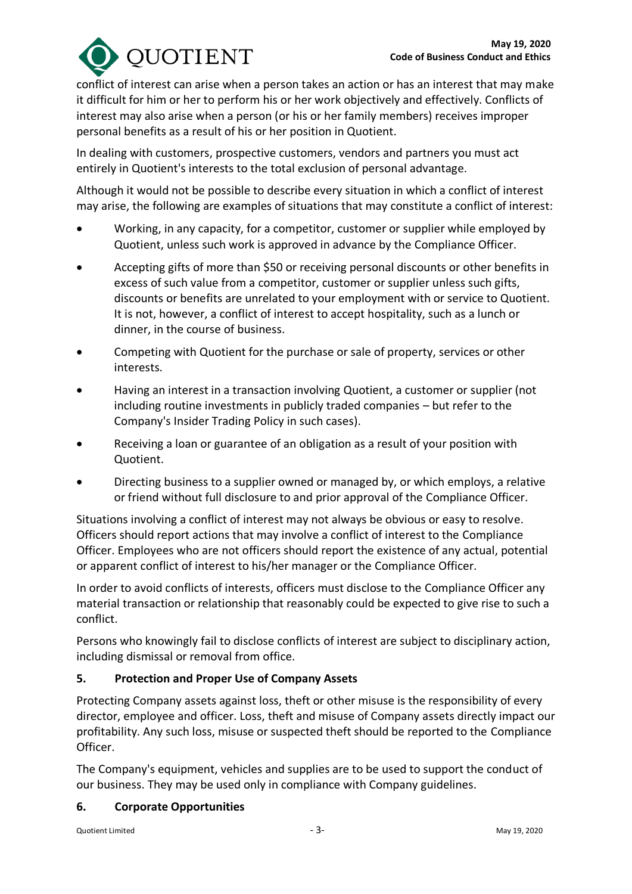conflict of interest can arise when a person takes an action or has an interest that may make it difficult for him or her to perform his or her work objectively and effectively. Conflicts of interest may also arise when a person (or his or her family members) receives improper personal benefits as a result of his or her position in Quotient.

In dealing with customers, prospective customers, vendors and partners you must act entirely in Quotient's interests to the total exclusion of personal advantage.

Although it would not be possible to describe every situation in which a conflict of interest may arise, the following are examples of situations that may constitute a conflict of interest:

- Working, in any capacity, for a competitor, customer or supplier while employed by Quotient, unless such work is approved in advance by the Compliance Officer.
- Accepting gifts of more than $50 or receiving personal discounts or other benefits in excess of such value from a competitor, customer or supplier unless such gifts, discounts or benefits are unrelated to your employment with or service to Quotient. It is not, however, a conflict of interest to accept hospitality, such as a lunch or dinner, in the course of business.
- Competing with Quotient for the purchase or sale of property, services or other interests.
- Having an interest in a transaction involving Quotient, a customer or supplier (not including routine investments in publicly traded companies – but refer to the Company's Insider Trading Policy in such cases).
- Receiving a loan or guarantee of an obligation as a result of your position with Quotient.
- Directing business to a supplier owned or managed by, or which employs, a relative or friend without full disclosure to and prior approval of the Compliance Officer.

Situations involving a conflict of interest may not always be obvious or easy to resolve. Officers should report actions that may involve a conflict of interest to the Compliance Officer. Employees who are not officers should report the existence of any actual, potential or apparent conflict of interest to his/her manager or the Compliance Officer.

In order to avoid conflicts of interests, officers must disclose to the Compliance Officer any material transaction or relationship that reasonably could be expected to give rise to such a conflict.

Persons who knowingly fail to disclose conflicts of interest are subject to disciplinary action, including dismissal or removal from office.

## 5. Protection and Proper Use of Company Assets

Protecting Company assets against loss, theft or other misuse is the responsibility of every director, employee and officer. Loss, theft and misuse of Company assets directly impact our profitability. Any such loss, misuse or suspected theft should be reported to the Compliance Officer.

The Company's equipment, vehicles and supplies are to be used to support the conduct of our business. They may be used only in compliance with Company guidelines.

## 6. Corporate Opportunities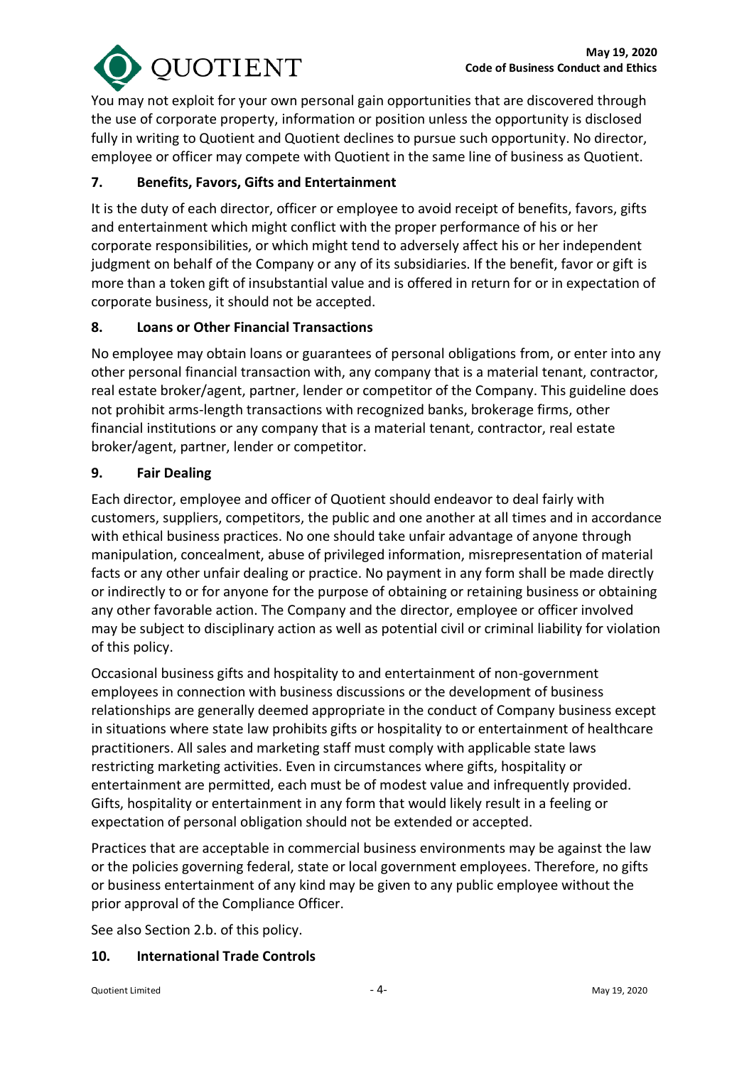You may not exploit for your own personal gain opportunities that are discovered through the use of corporate property, information or position unless the opportunity is disclosed fully in writing to Quotient and Quotient declines to pursue such opportunity. No director, employee or officer may compete with Quotient in the same line of business as Quotient.

### 7. Benefits, Favors, Gifts and Entertainment

It is the duty of each director, officer or employee to avoid receipt of benefits, favors, gifts and entertainment which might conflict with the proper performance of his or her corporate responsibilities, or which might tend to adversely affect his or her independent judgment on behalf of the Company or any of its subsidiaries. If the benefit, favor or gift is more than a token gift of insubstantial value and is offered in return for or in expectation of corporate business, it should not be accepted.

### 8. Loans or Other Financial Transactions

No employee may obtain loans or guarantees of personal obligations from, or enter into any other personal financial transaction with, any company that is a material tenant, contractor, real estate broker/agent, partner, lender or competitor of the Company. This guideline does not prohibit arms-length transactions with recognized banks, brokerage firms, other financial institutions or any company that is a material tenant, contractor, real estate broker/agent, partner, lender or competitor.

### 9. Fair Dealing

Each director, employee and officer of Quotient should endeavor to deal fairly with customers, suppliers, competitors, the public and one another at all times and in accordance with ethical business practices. No one should take unfair advantage of anyone through manipulation, concealment, abuse of privileged information, misrepresentation of material facts or any other unfair dealing or practice. No payment in any form shall be made directly or indirectly to or for anyone for the purpose of obtaining or retaining business or obtaining any other favorable action. The Company and the director, employee or officer involved may be subject to disciplinary action as well as potential civil or criminal liability for violation of this policy.

Occasional business gifts and hospitality to and entertainment of non-government employees in connection with business discussions or the development of business relationships are generally deemed appropriate in the conduct of Company business except in situations where state law prohibits gifts or hospitality to or entertainment of healthcare practitioners. All sales and marketing staff must comply with applicable state laws restricting marketing activities. Even in circumstances where gifts, hospitality or entertainment are permitted, each must be of modest value and infrequently provided. Gifts, hospitality or entertainment in any form that would likely result in a feeling or expectation of personal obligation should not be extended or accepted.

Practices that are acceptable in commercial business environments may be against the law or the policies governing federal, state or local government employees. Therefore, no gifts or business entertainment of any kind may be given to any public employee without the prior approval of the Compliance Officer.

See also Section 2.b. of this policy.

### 10. International Trade Controls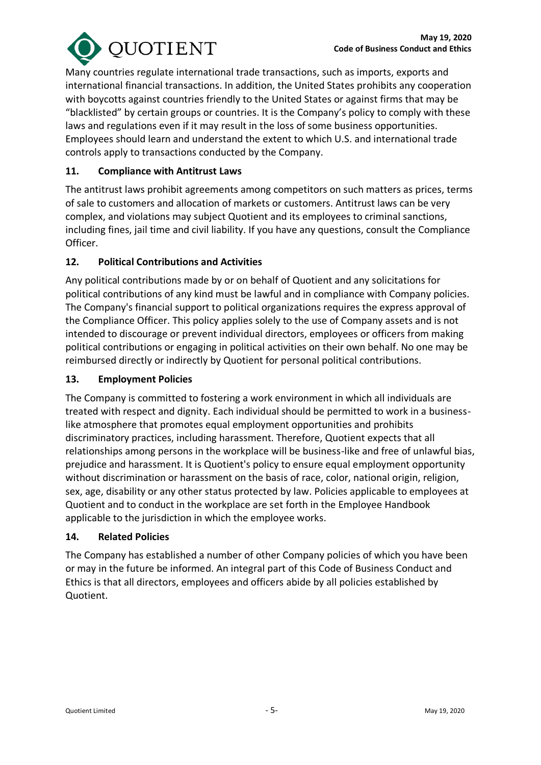Many countries regulate international trade transactions, such as imports, exports and international financial transactions. In addition, the United States prohibits any cooperation with boycotts against countries friendly to the United States or against firms that may be "blacklisted" by certain groups or countries. It is the Company's policy to comply with these laws and regulations even if it may result in the loss of some business opportunities. Employees should learn and understand the extent to which U.S. and international trade controls apply to transactions conducted by the Company.

### 11. Compliance with Antitrust Laws

The antitrust laws prohibit agreements among competitors on such matters as prices, terms of sale to customers and allocation of markets or customers. Antitrust laws can be very complex, and violations may subject Quotient and its employees to criminal sanctions, including fines, jail time and civil liability. If you have any questions, consult the Compliance Officer.

### 12. Political Contributions and Activities

Any political contributions made by or on behalf of Quotient and any solicitations for political contributions of any kind must be lawful and in compliance with Company policies. The Company's financial support to political organizations requires the express approval of the Compliance Officer. This policy applies solely to the use of Company assets and is not intended to discourage or prevent individual directors, employees or officers from making political contributions or engaging in political activities on their own behalf. No one may be reimbursed directly or indirectly by Quotient for personal political contributions.

### 13. Employment Policies

The Company is committed to fostering a work environment in which all individuals are treated with respect and dignity. Each individual should be permitted to work in a business-like atmosphere that promotes equal employment opportunities and prohibits discriminatory practices, including harassment. Therefore, Quotient expects that all relationships among persons in the workplace will be business-like and free of unlawful bias, prejudice and harassment. It is Quotient's policy to ensure equal employment opportunity without discrimination or harassment on the basis of race, color, national origin, religion, sex, age, disability or any other status protected by law. Policies applicable to employees at Quotient and to conduct in the workplace are set forth in the Employee Handbook applicable to the jurisdiction in which the employee works.

### 14. Related Policies

The Company has established a number of other Company policies of which you have been or may in the future be informed. An integral part of this Code of Business Conduct and Ethics is that all directors, employees and officers abide by all policies established by Quotient.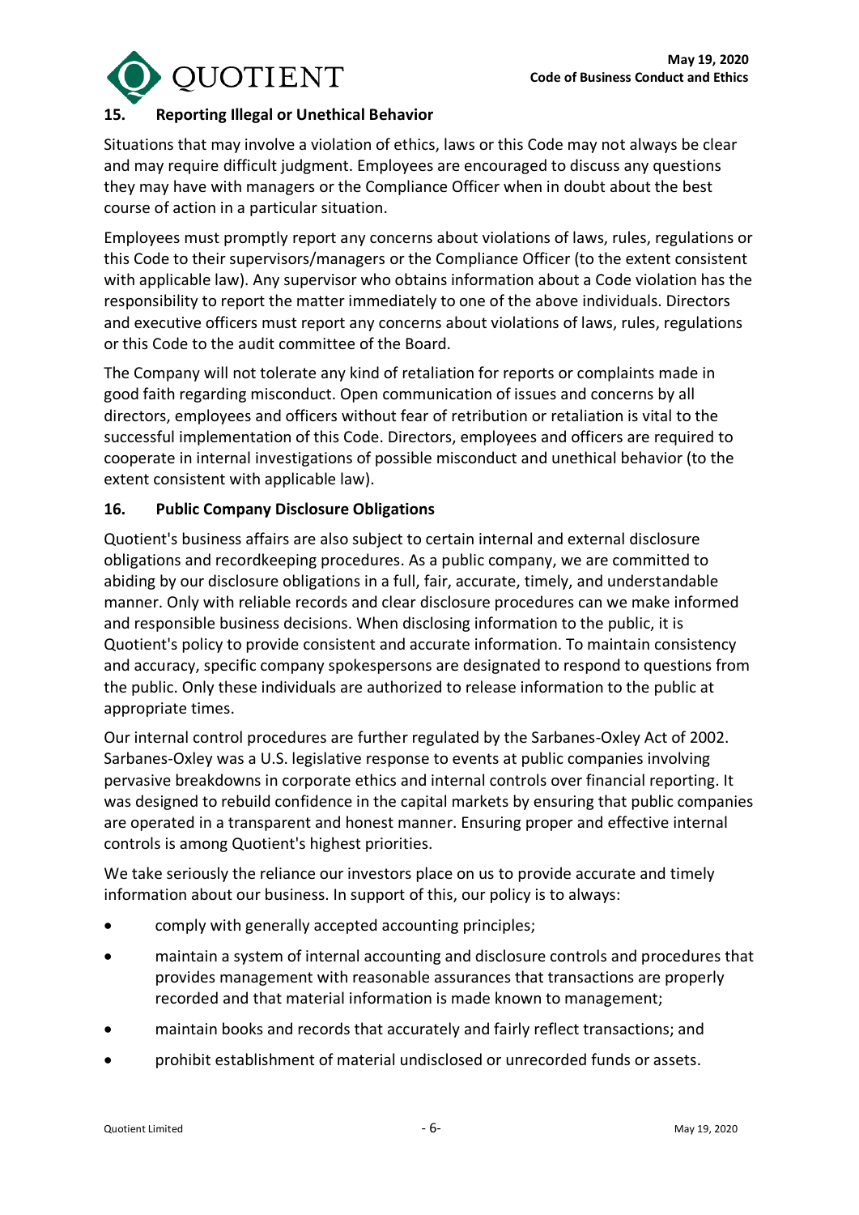## 15. Reporting Illegal or Unethical Behavior

Situations that may involve a violation of ethics, laws or this Code may not always be clear and may require difficult judgment. Employees are encouraged to discuss any questions they may have with managers or the Compliance Officer when in doubt about the best course of action in a particular situation.

Employees must promptly report any concerns about violations of laws, rules, regulations or this Code to their supervisors/managers or the Compliance Officer (to the extent consistent with applicable law). Any supervisor who obtains information about a Code violation has the responsibility to report the matter immediately to one of the above individuals. Directors and executive officers must report any concerns about violations of laws, rules, regulations or this Code to the audit committee of the Board.

The Company will not tolerate any kind of retaliation for reports or complaints made in good faith regarding misconduct. Open communication of issues and concerns by all directors, employees and officers without fear of retribution or retaliation is vital to the successful implementation of this Code. Directors, employees and officers are required to cooperate in internal investigations of possible misconduct and unethical behavior (to the extent consistent with applicable law).

## 16. Public Company Disclosure Obligations

Quotient's business affairs are also subject to certain internal and external disclosure obligations and recordkeeping procedures. As a public company, we are committed to abiding by our disclosure obligations in a full, fair, accurate, timely, and understandable manner. Only with reliable records and clear disclosure procedures can we make informed and responsible business decisions. When disclosing information to the public, it is Quotient's policy to provide consistent and accurate information. To maintain consistency and accuracy, specific company spokespersons are designated to respond to questions from the public. Only these individuals are authorized to release information to the public at appropriate times.

Our internal control procedures are further regulated by the Sarbanes-Oxley Act of 2002. Sarbanes-Oxley was a U.S. legislative response to events at public companies involving pervasive breakdowns in corporate ethics and internal controls over financial reporting. It was designed to rebuild confidence in the capital markets by ensuring that public companies are operated in a transparent and honest manner. Ensuring proper and effective internal controls is among Quotient's highest priorities.

We take seriously the reliance our investors place on us to provide accurate and timely information about our business. In support of this, our policy is to always:

- comply with generally accepted accounting principles;
- maintain a system of internal accounting and disclosure controls and procedures that provides management with reasonable assurances that transactions are properly recorded and that material information is made known to management;
- maintain books and records that accurately and fairly reflect transactions; and
- prohibit establishment of material undisclosed or unrecorded funds or assets.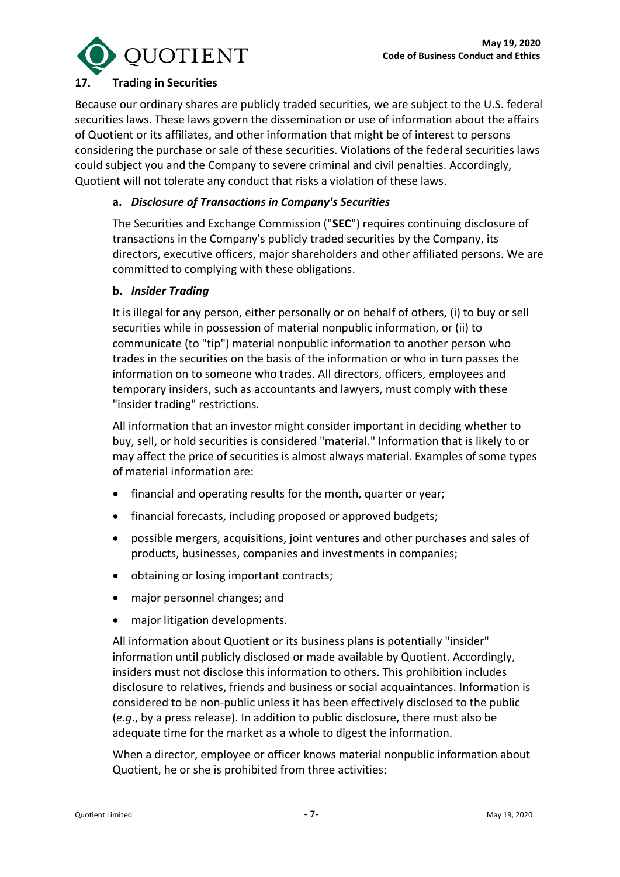## 17. Trading in Securities

Because our ordinary shares are publicly traded securities, we are subject to the U.S. federal securities laws. These laws govern the dissemination or use of information about the affairs of Quotient or its affiliates, and other information that might be of interest to persons considering the purchase or sale of these securities. Violations of the federal securities laws could subject you and the Company to severe criminal and civil penalties. Accordingly, Quotient will not tolerate any conduct that risks a violation of these laws.

### a. *Disclosure of Transactions in Company's Securities*

The Securities and Exchange Commission ("**SEC**") requires continuing disclosure of transactions in the Company's publicly traded securities by the Company, its directors, executive officers, major shareholders and other affiliated persons. We are committed to complying with these obligations.

### b. *Insider Trading*

It is illegal for any person, either personally or on behalf of others, (i) to buy or sell securities while in possession of material nonpublic information, or (ii) to communicate (to "tip") material nonpublic information to another person who trades in the securities on the basis of the information or who in turn passes the information on to someone who trades. All directors, officers, employees and temporary insiders, such as accountants and lawyers, must comply with these "insider trading" restrictions.

All information that an investor might consider important in deciding whether to buy, sell, or hold securities is considered "material." Information that is likely to or may affect the price of securities is almost always material. Examples of some types of material information are:

- financial and operating results for the month, quarter or year;
- financial forecasts, including proposed or approved budgets;
- possible mergers, acquisitions, joint ventures and other purchases and sales of products, businesses, companies and investments in companies;
- obtaining or losing important contracts;
- major personnel changes; and
- major litigation developments.

All information about Quotient or its business plans is potentially "insider" information until publicly disclosed or made available by Quotient. Accordingly, insiders must not disclose this information to others. This prohibition includes disclosure to relatives, friends and business or social acquaintances. Information is considered to be non-public unless it has been effectively disclosed to the public (*e.g*., by a press release). In addition to public disclosure, there must also be adequate time for the market as a whole to digest the information.

When a director, employee or officer knows material nonpublic information about Quotient, he or she is prohibited from three activities: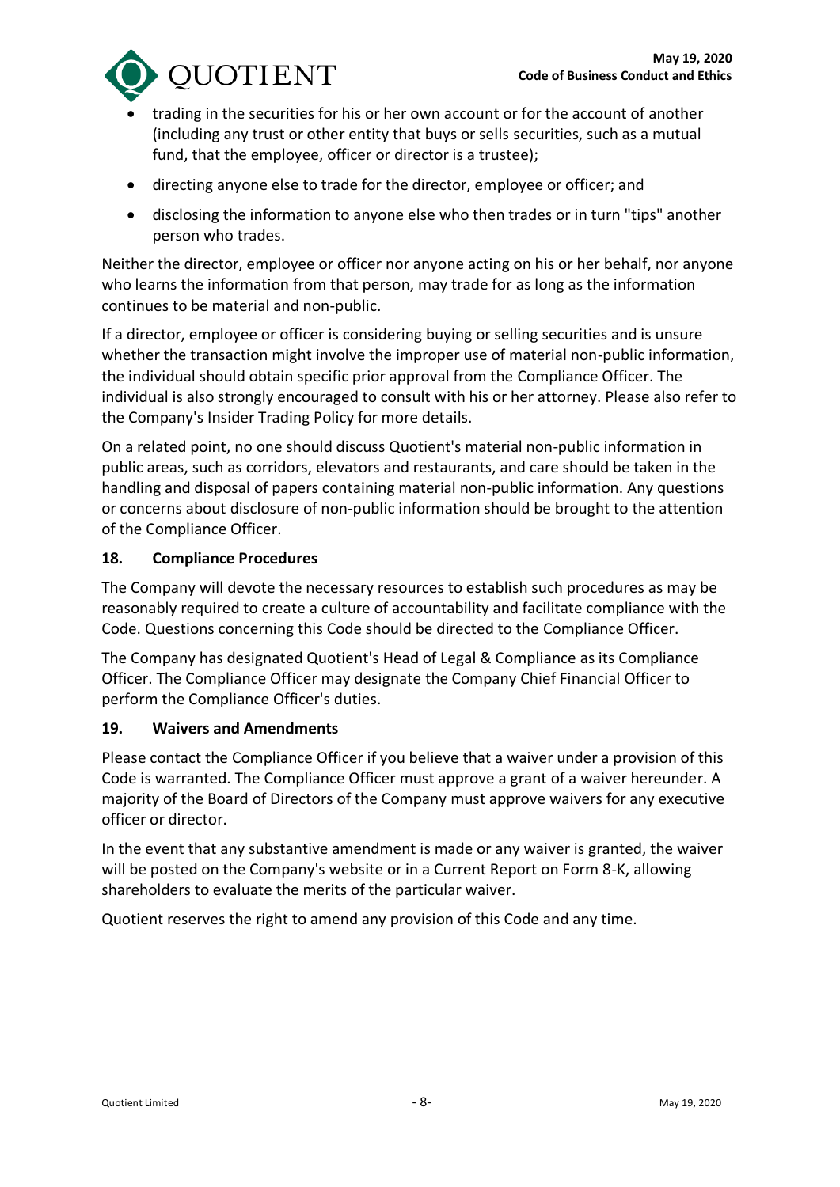- trading in the securities for his or her own account or for the account of another (including any trust or other entity that buys or sells securities, such as a mutual fund, that the employee, officer or director is a trustee);
- directing anyone else to trade for the director, employee or officer; and
- disclosing the information to anyone else who then trades or in turn "tips" another person who trades.

Neither the director, employee or officer nor anyone acting on his or her behalf, nor anyone who learns the information from that person, may trade for as long as the information continues to be material and non-public.

If a director, employee or officer is considering buying or selling securities and is unsure whether the transaction might involve the improper use of material non-public information, the individual should obtain specific prior approval from the Compliance Officer. The individual is also strongly encouraged to consult with his or her attorney. Please also refer to the Company's Insider Trading Policy for more details.

On a related point, no one should discuss Quotient's material non-public information in public areas, such as corridors, elevators and restaurants, and care should be taken in the handling and disposal of papers containing material non-public information. Any questions or concerns about disclosure of non-public information should be brought to the attention of the Compliance Officer.

## 18. Compliance Procedures

The Company will devote the necessary resources to establish such procedures as may be reasonably required to create a culture of accountability and facilitate compliance with the Code. Questions concerning this Code should be directed to the Compliance Officer.

The Company has designated Quotient's Head of Legal & Compliance as its Compliance Officer. The Compliance Officer may designate the Company Chief Financial Officer to perform the Compliance Officer's duties.

## 19. Waivers and Amendments

Please contact the Compliance Officer if you believe that a waiver under a provision of this Code is warranted. The Compliance Officer must approve a grant of a waiver hereunder. A majority of the Board of Directors of the Company must approve waivers for any executive officer or director.

In the event that any substantive amendment is made or any waiver is granted, the waiver will be posted on the Company's website or in a Current Report on Form 8-K, allowing shareholders to evaluate the merits of the particular waiver.

Quotient reserves the right to amend any provision of this Code and any time.